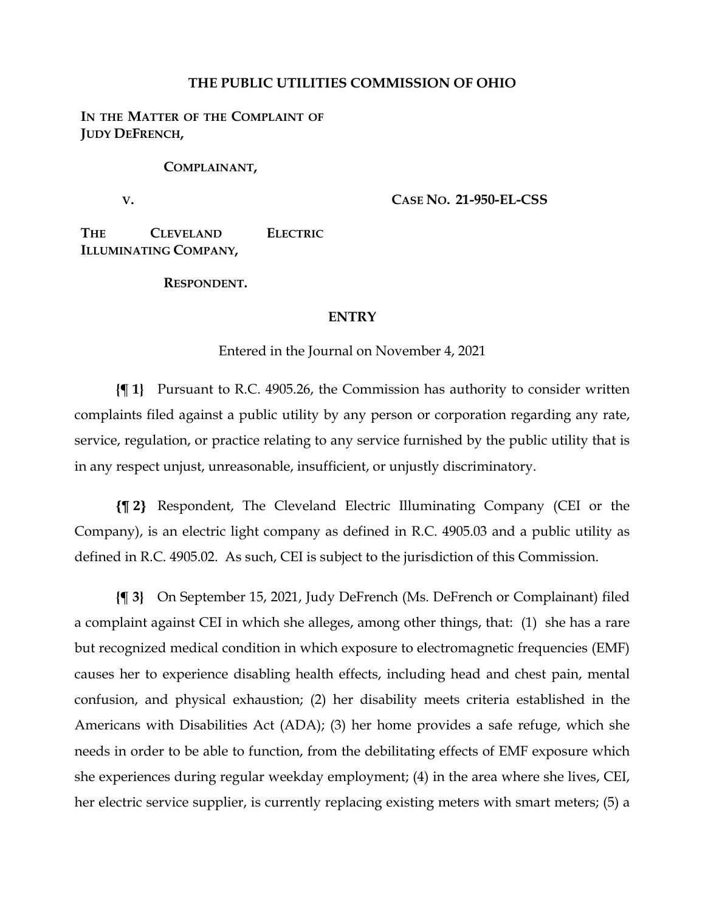# THE PUBLIC UTILITIES COMMISSION OF OHIO

**IN THE MATTER OF THE COMPLAINT OF JUDY DEFRENCH,**

**COMPLAINANT,**

**V.**

**CASE NO. 21-950-EL-CSS**

**THE CLEVELAND ELECTRIC ILLUMINATING COMPANY,**

**RESPONDENT.**

## ENTRY

Entered in the Journal on November 4, 2021

**{¶ 1}** Pursuant to R.C. 4905.26, the Commission has authority to consider written complaints filed against a public utility by any person or corporation regarding any rate, service, regulation, or practice relating to any service furnished by the public utility that is in any respect unjust, unreasonable, insufficient, or unjustly discriminatory.

**{¶ 2}** Respondent, The Cleveland Electric Illuminating Company (CEI or the Company), is an electric light company as defined in R.C. 4905.03 and a public utility as defined in R.C. 4905.02. As such, CEI is subject to the jurisdiction of this Commission.

**{¶ 3}** On September 15, 2021, Judy DeFrench (Ms. DeFrench or Complainant) filed a complaint against CEI in which she alleges, among other things, that: (1) she has a rare but recognized medical condition in which exposure to electromagnetic frequencies (EMF) causes her to experience disabling health effects, including head and chest pain, mental confusion, and physical exhaustion; (2) her disability meets criteria established in the Americans with Disabilities Act (ADA); (3) her home provides a safe refuge, which she needs in order to be able to function, from the debilitating effects of EMF exposure which she experiences during regular weekday employment; (4) in the area where she lives, CEI, her electric service supplier, is currently replacing existing meters with smart meters; (5) a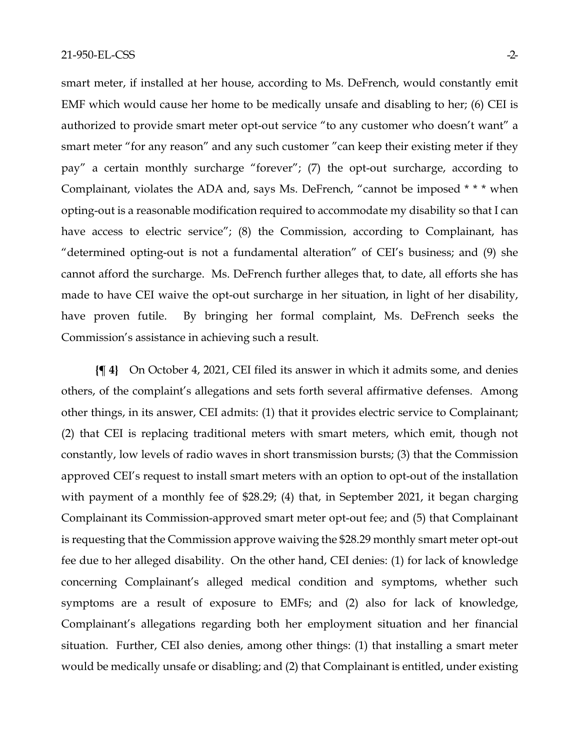smart meter, if installed at her house, according to Ms. DeFrench, would constantly emit EMF which would cause her home to be medically unsafe and disabling to her; (6) CEI is authorized to provide smart meter opt-out service "to any customer who doesn't want" a smart meter "for any reason" and any such customer "can keep their existing meter if they pay" a certain monthly surcharge "forever"; (7) the opt-out surcharge, according to Complainant, violates the ADA and, says Ms. DeFrench, "cannot be imposed * * * when opting-out is a reasonable modification required to accommodate my disability so that I can have access to electric service"; (8) the Commission, according to Complainant, has "determined opting-out is not a fundamental alteration" of CEI's business; and (9) she cannot afford the surcharge. Ms. DeFrench further alleges that, to date, all efforts she has made to have CEI waive the opt-out surcharge in her situation, in light of her disability, have proven futile. By bringing her formal complaint, Ms. DeFrench seeks the Commission's assistance in achieving such a result.

**{¶ 4}** On October 4, 2021, CEI filed its answer in which it admits some, and denies others, of the complaint's allegations and sets forth several affirmative defenses. Among other things, in its answer, CEI admits: (1) that it provides electric service to Complainant; (2) that CEI is replacing traditional meters with smart meters, which emit, though not constantly, low levels of radio waves in short transmission bursts; (3) that the Commission approved CEI's request to install smart meters with an option to opt-out of the installation with payment of a monthly fee of $28.29; (4) that, in September 2021, it began charging Complainant its Commission-approved smart meter opt-out fee; and (5) that Complainant is requesting that the Commission approve waiving the $28.29 monthly smart meter opt-out fee due to her alleged disability. On the other hand, CEI denies: (1) for lack of knowledge concerning Complainant's alleged medical condition and symptoms, whether such symptoms are a result of exposure to EMFs; and (2) also for lack of knowledge, Complainant's allegations regarding both her employment situation and her financial situation. Further, CEI also denies, among other things: (1) that installing a smart meter would be medically unsafe or disabling; and (2) that Complainant is entitled, under existing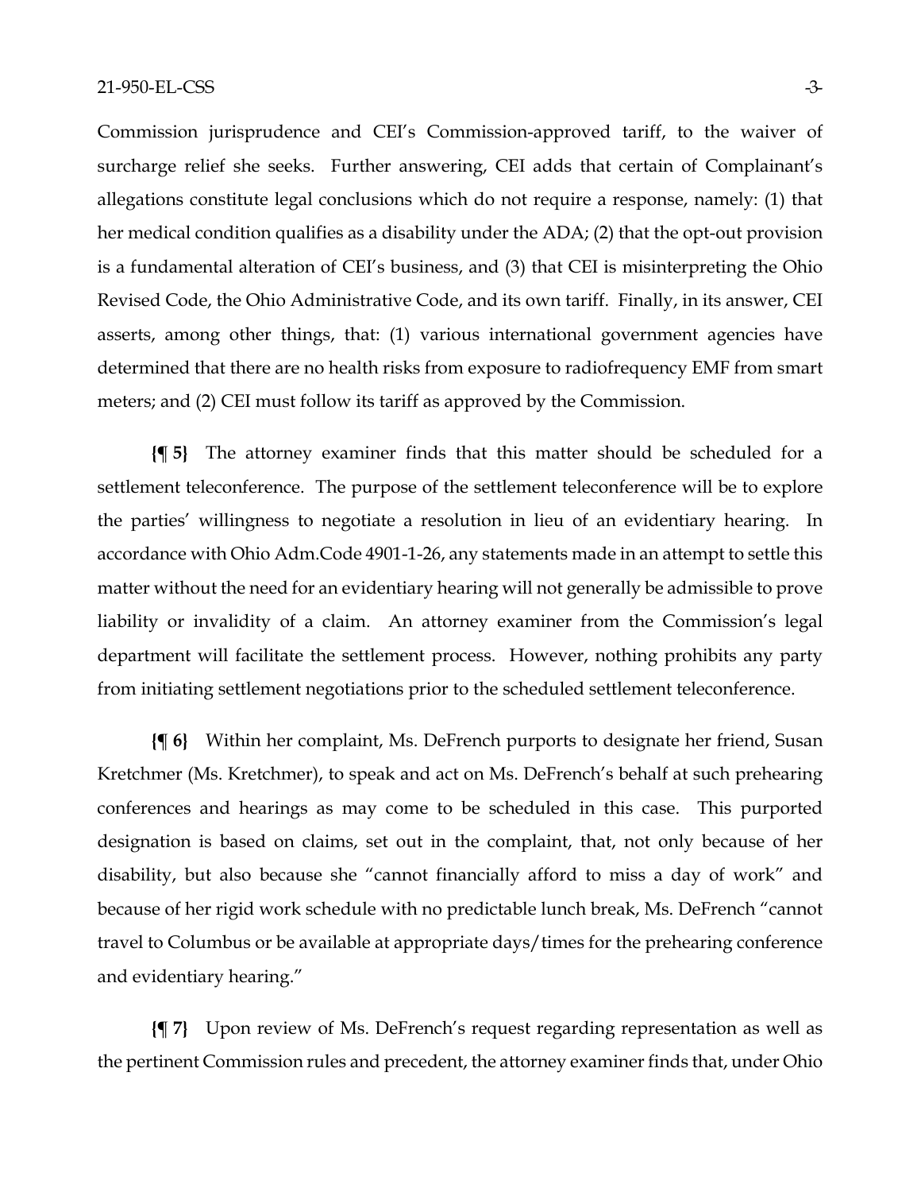Commission jurisprudence and CEI's Commission-approved tariff, to the waiver of surcharge relief she seeks. Further answering, CEI adds that certain of Complainant's allegations constitute legal conclusions which do not require a response, namely: (1) that her medical condition qualifies as a disability under the ADA; (2) that the opt-out provision is a fundamental alteration of CEI's business, and (3) that CEI is misinterpreting the Ohio Revised Code, the Ohio Administrative Code, and its own tariff. Finally, in its answer, CEI asserts, among other things, that: (1) various international government agencies have determined that there are no health risks from exposure to radiofrequency EMF from smart meters; and (2) CEI must follow its tariff as approved by the Commission.

**{¶ 5}** The attorney examiner finds that this matter should be scheduled for a settlement teleconference. The purpose of the settlement teleconference will be to explore the parties' willingness to negotiate a resolution in lieu of an evidentiary hearing. In accordance with Ohio Adm.Code 4901-1-26, any statements made in an attempt to settle this matter without the need for an evidentiary hearing will not generally be admissible to prove liability or invalidity of a claim. An attorney examiner from the Commission's legal department will facilitate the settlement process. However, nothing prohibits any party from initiating settlement negotiations prior to the scheduled settlement teleconference.

**{¶ 6}** Within her complaint, Ms. DeFrench purports to designate her friend, Susan Kretchmer (Ms. Kretchmer), to speak and act on Ms. DeFrench's behalf at such prehearing conferences and hearings as may come to be scheduled in this case. This purported designation is based on claims, set out in the complaint, that, not only because of her disability, but also because she "cannot financially afford to miss a day of work" and because of her rigid work schedule with no predictable lunch break, Ms. DeFrench "cannot travel to Columbus or be available at appropriate days/times for the prehearing conference and evidentiary hearing."

**{¶ 7}** Upon review of Ms. DeFrench's request regarding representation as well as the pertinent Commission rules and precedent, the attorney examiner finds that, under Ohio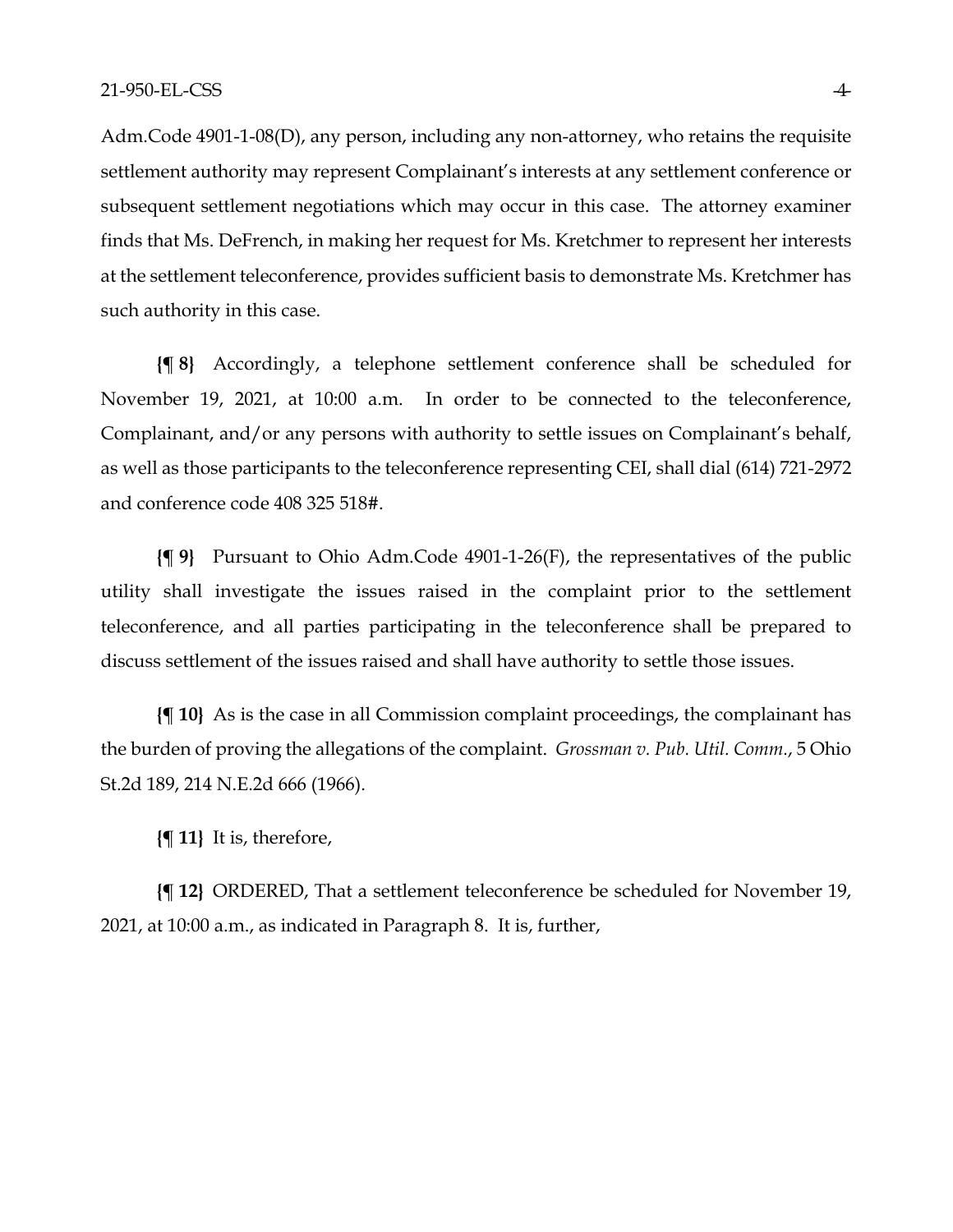Adm.Code 4901-1-08(D), any person, including any non-attorney, who retains the requisite settlement authority may represent Complainant's interests at any settlement conference or subsequent settlement negotiations which may occur in this case. The attorney examiner finds that Ms. DeFrench, in making her request for Ms. Kretchmer to represent her interests at the settlement teleconference, provides sufficient basis to demonstrate Ms. Kretchmer has such authority in this case.

**{¶ 8}** Accordingly, a telephone settlement conference shall be scheduled for November 19, 2021, at 10:00 a.m. In order to be connected to the teleconference, Complainant, and/or any persons with authority to settle issues on Complainant's behalf, as well as those participants to the teleconference representing CEI, shall dial (614) 721-2972 and conference code 408 325 518#.

**{¶ 9}** Pursuant to Ohio Adm.Code 4901-1-26(F), the representatives of the public utility shall investigate the issues raised in the complaint prior to the settlement teleconference, and all parties participating in the teleconference shall be prepared to discuss settlement of the issues raised and shall have authority to settle those issues.

**{¶ 10}** As is the case in all Commission complaint proceedings, the complainant has the burden of proving the allegations of the complaint. *Grossman v. Pub. Util. Comm.*, 5 Ohio St.2d 189, 214 N.E.2d 666 (1966).

**{¶ 11}** It is, therefore,

**{¶ 12}** ORDERED, That a settlement teleconference be scheduled for November 19, 2021, at 10:00 a.m., as indicated in Paragraph 8. It is, further,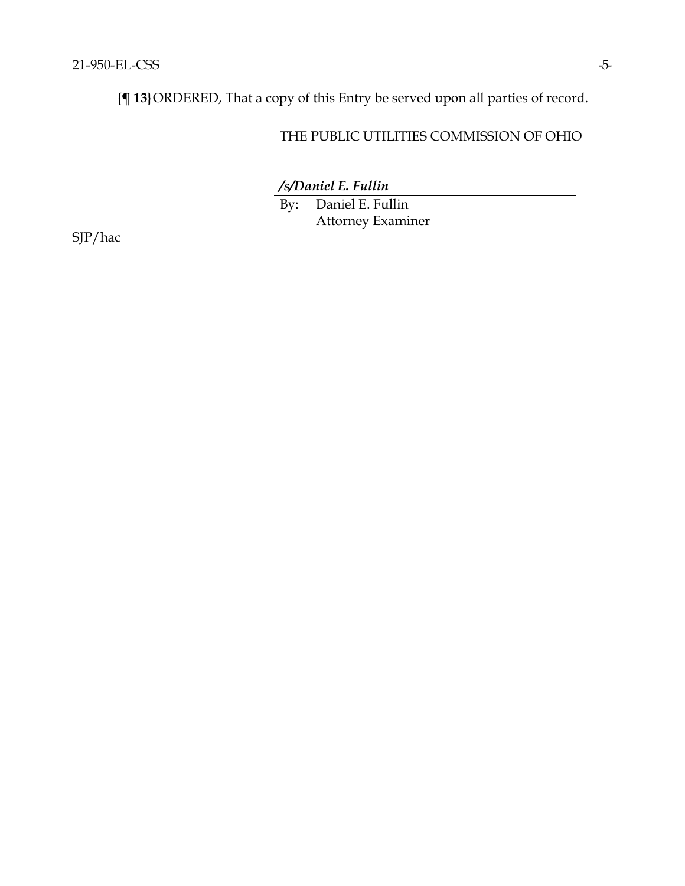**{¶ 13}** ORDERED, That a copy of this Entry be served upon all parties of record.

THE PUBLIC UTILITIES COMMISSION OF OHIO

***/s/Daniel E. Fullin***

By: Daniel E. Fullin
Attorney Examiner

SJP/hac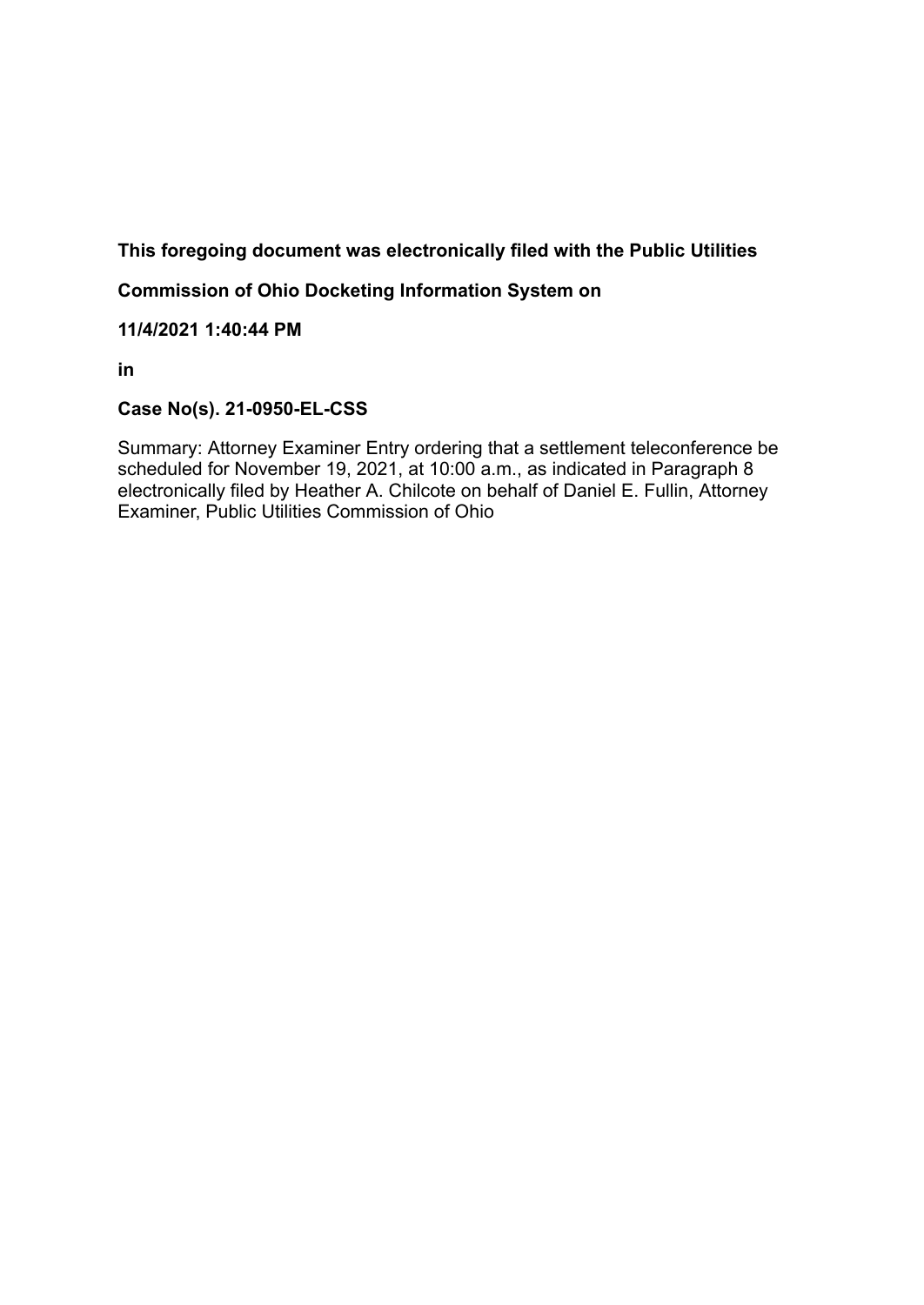**This foregoing document was electronically filed with the Public Utilities**

**Commission of Ohio Docketing Information System on**

**11/4/2021 1:40:44 PM**

**in**

**Case No(s). 21-0950-EL-CSS**

Summary: Attorney Examiner Entry ordering that a settlement teleconference be scheduled for November 19, 2021, at 10:00 a.m., as indicated in Paragraph 8 electronically filed by Heather A. Chilcote on behalf of Daniel E. Fullin, Attorney Examiner, Public Utilities Commission of Ohio